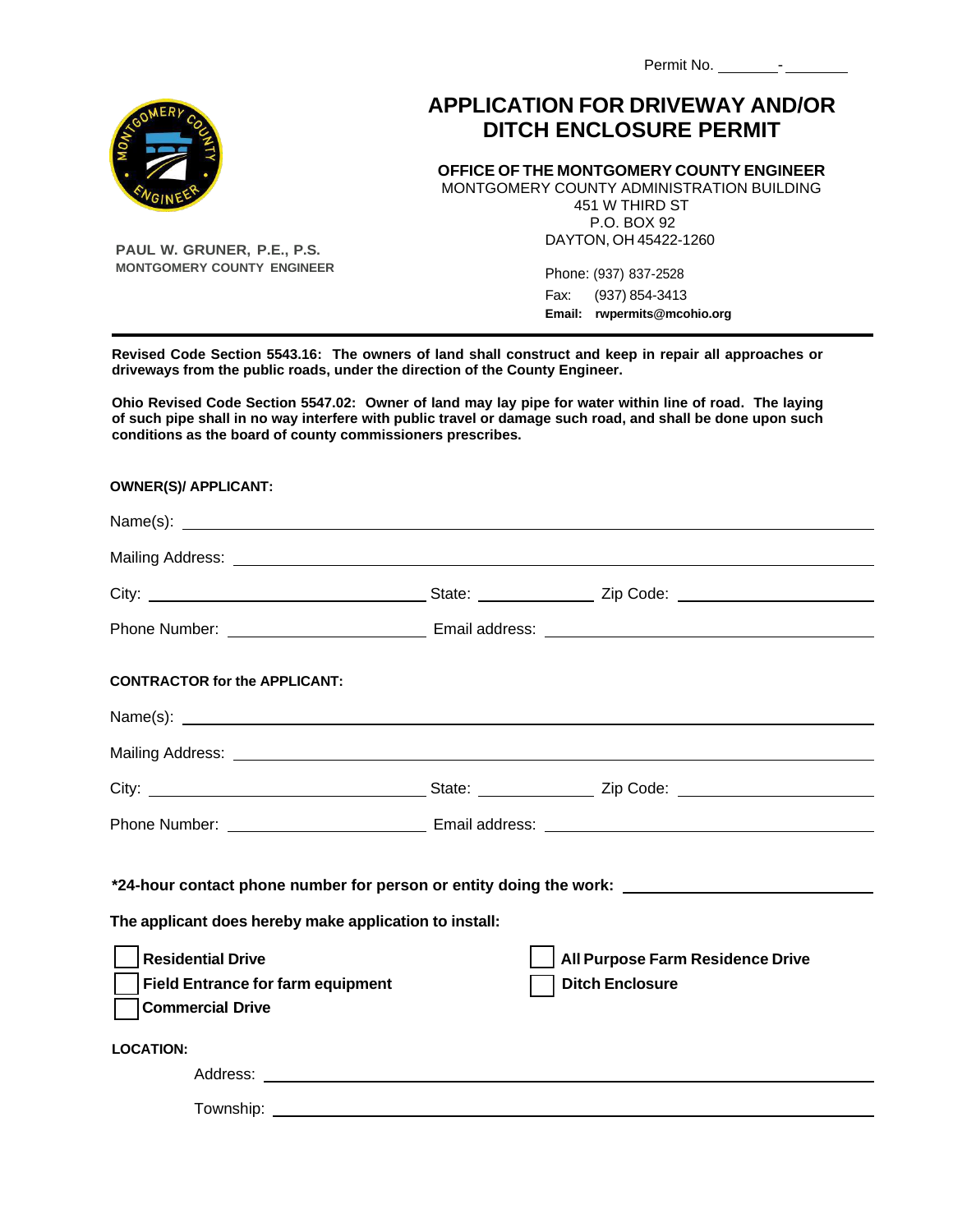Permit No. _______ - _______

# APPLICATION FOR DRIVEWAY AND/OR DITCH ENCLOSURE PERMIT

**OFFICE OF THE MONTGOMERY COUNTY ENGINEER**
MONTGOMERY COUNTY ADMINISTRATION BUILDING
451 W THIRD ST
P.O. BOX 92
DAYTON, OH 45422-1260

Phone: (937) 837-2528
Fax: (937) 854-3413
**Email: rwpermits@mcohio.org**

**PAUL W. GRUNER, P.E., P.S.**
**MONTGOMERY COUNTY ENGINEER**

---

**Revised Code Section 5543.16: The owners of land shall construct and keep in repair all approaches or driveways from the public roads, under the direction of the County Engineer.**

**Ohio Revised Code Section 5547.02: Owner of land may lay pipe for water within line of road. The laying of such pipe shall in no way interfere with public travel or damage such road, and shall be done upon such conditions as the board of county commissioners prescribes.**

**OWNER(S)/ APPLICANT:**

Name(s): ______________________________

Mailing Address: ______________________________

City: ______________ State: __________ Zip Code: ______________

Phone Number: ______________ Email address: ______________________________

**CONTRACTOR for the APPLICANT:**

Name(s): ______________________________

Mailing Address: ______________________________

City: ______________ State: __________ Zip Code: ______________

Phone Number: ______________ Email address: ______________________________

**\*24-hour contact phone number for person or entity doing the work:** ______________

**The applicant does hereby make application to install:**

- [ ] **Residential Drive**
- [ ] **Field Entrance for farm equipment**
- [ ] **Commercial Drive**
- [ ] **All Purpose Farm Residence Drive**
- [ ] **Ditch Enclosure**

**LOCATION:**

Address: ______________________________

Township: ______________________________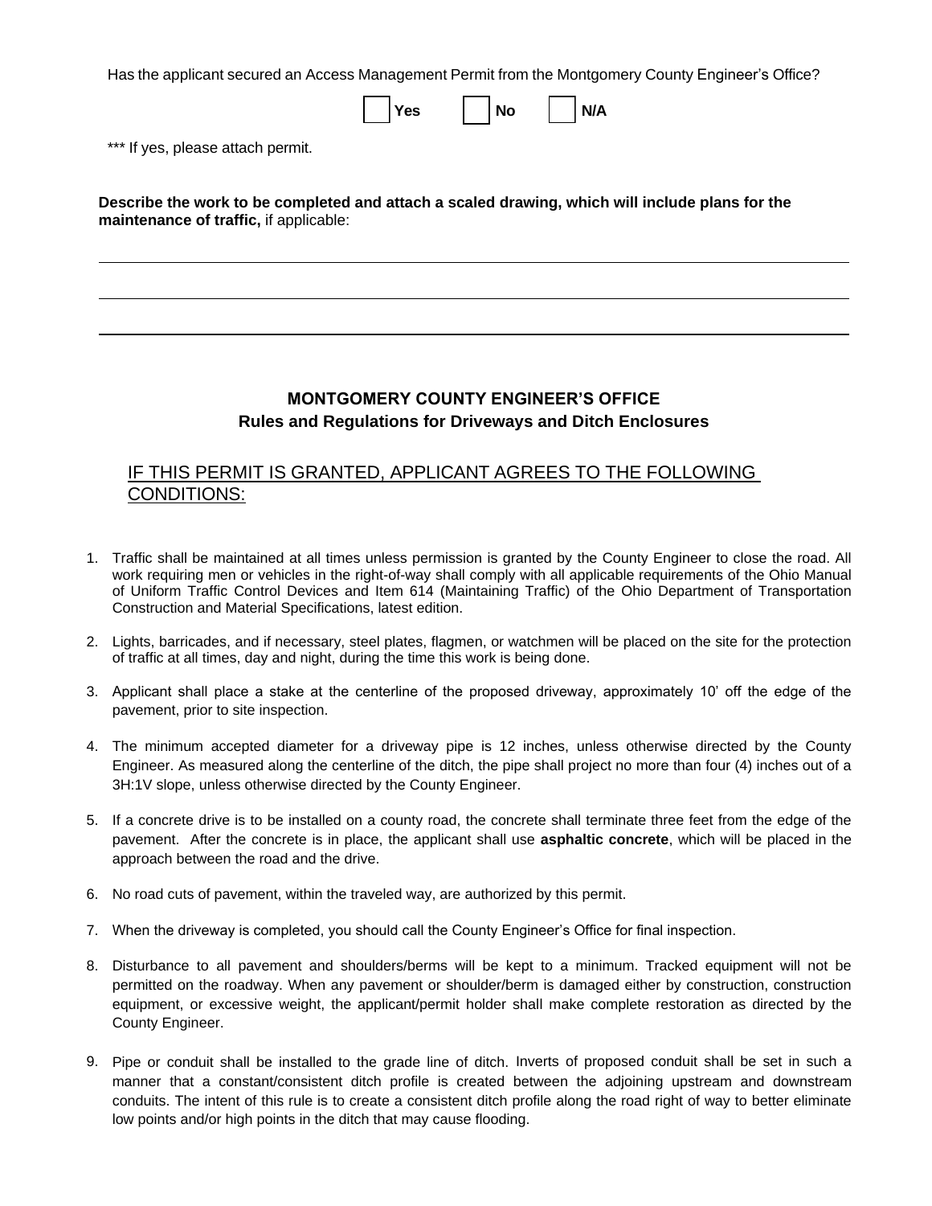Has the applicant secured an Access Management Permit from the Montgomery County Engineer's Office?

☐ **Yes** ☐ **No** ☐ **N/A**

*** If yes, please attach permit.

**Describe the work to be completed and attach a scaled drawing, which will include plans for the maintenance of traffic,** if applicable:

\_\_\_\_\_\_\_\_\_\_\_\_\_\_\_\_\_\_\_\_\_\_\_\_\_\_\_\_\_\_\_\_\_\_\_\_\_\_\_\_\_\_\_\_\_\_\_\_\_\_\_\_\_\_\_\_\_\_\_\_\_\_\_\_\_\_\_\_\_\_\_\_\_\_\_\_\_\_

\_\_\_\_\_\_\_\_\_\_\_\_\_\_\_\_\_\_\_\_\_\_\_\_\_\_\_\_\_\_\_\_\_\_\_\_\_\_\_\_\_\_\_\_\_\_\_\_\_\_\_\_\_\_\_\_\_\_\_\_\_\_\_\_\_\_\_\_\_\_\_\_\_\_\_\_\_\_

\_\_\_\_\_\_\_\_\_\_\_\_\_\_\_\_\_\_\_\_\_\_\_\_\_\_\_\_\_\_\_\_\_\_\_\_\_\_\_\_\_\_\_\_\_\_\_\_\_\_\_\_\_\_\_\_\_\_\_\_\_\_\_\_\_\_\_\_\_\_\_\_\_\_\_\_\_\_

## MONTGOMERY COUNTY ENGINEER'S OFFICE
### Rules and Regulations for Driveways and Ditch Enclosures

<u>IF THIS PERMIT IS GRANTED, APPLICANT AGREES TO THE FOLLOWING CONDITIONS:</u>

1. Traffic shall be maintained at all times unless permission is granted by the County Engineer to close the road. All work requiring men or vehicles in the right-of-way shall comply with all applicable requirements of the Ohio Manual of Uniform Traffic Control Devices and Item 614 (Maintaining Traffic) of the Ohio Department of Transportation Construction and Material Specifications, latest edition.

2. Lights, barricades, and if necessary, steel plates, flagmen, or watchmen will be placed on the site for the protection of traffic at all times, day and night, during the time this work is being done.

3. Applicant shall place a stake at the centerline of the proposed driveway, approximately 10' off the edge of the pavement, prior to site inspection.

4. The minimum accepted diameter for a driveway pipe is 12 inches, unless otherwise directed by the County Engineer. As measured along the centerline of the ditch, the pipe shall project no more than four (4) inches out of a 3H:1V slope, unless otherwise directed by the County Engineer.

5. If a concrete drive is to be installed on a county road, the concrete shall terminate three feet from the edge of the pavement. After the concrete is in place, the applicant shall use **asphaltic concrete**, which will be placed in the approach between the road and the drive.

6. No road cuts of pavement, within the traveled way, are authorized by this permit.

7. When the driveway is completed, you should call the County Engineer's Office for final inspection.

8. Disturbance to all pavement and shoulders/berms will be kept to a minimum. Tracked equipment will not be permitted on the roadway. When any pavement or shoulder/berm is damaged either by construction, construction equipment, or excessive weight, the applicant/permit holder shall make complete restoration as directed by the County Engineer.

9. Pipe or conduit shall be installed to the grade line of ditch. Inverts of proposed conduit shall be set in such a manner that a constant/consistent ditch profile is created between the adjoining upstream and downstream conduits. The intent of this rule is to create a consistent ditch profile along the road right of way to better eliminate low points and/or high points in the ditch that may cause flooding.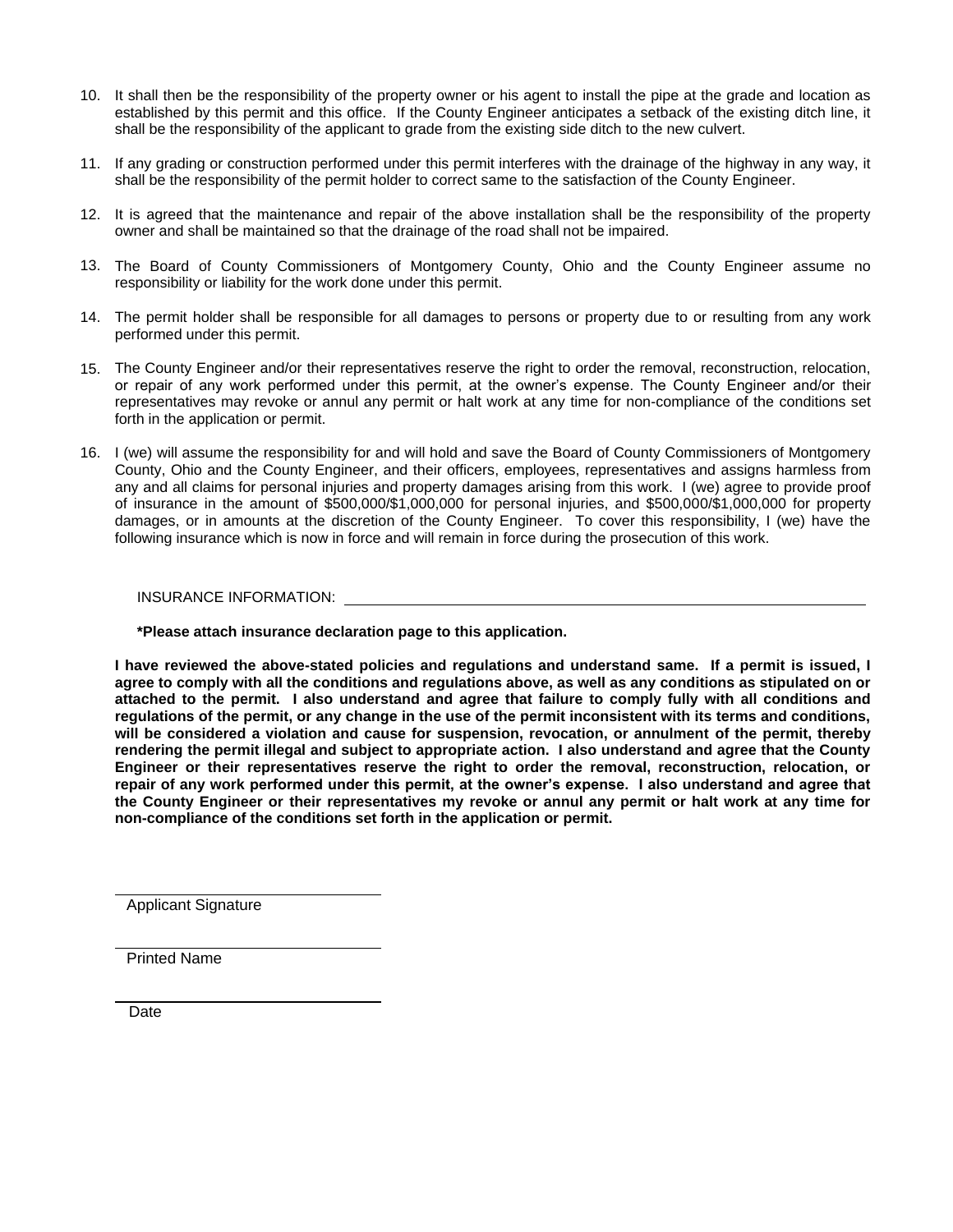10. It shall then be the responsibility of the property owner or his agent to install the pipe at the grade and location as established by this permit and this office. If the County Engineer anticipates a setback of the existing ditch line, it shall be the responsibility of the applicant to grade from the existing side ditch to the new culvert.

11. If any grading or construction performed under this permit interferes with the drainage of the highway in any way, it shall be the responsibility of the permit holder to correct same to the satisfaction of the County Engineer.

12. It is agreed that the maintenance and repair of the above installation shall be the responsibility of the property owner and shall be maintained so that the drainage of the road shall not be impaired.

13. The Board of County Commissioners of Montgomery County, Ohio and the County Engineer assume no responsibility or liability for the work done under this permit.

14. The permit holder shall be responsible for all damages to persons or property due to or resulting from any work performed under this permit.

15. The County Engineer and/or their representatives reserve the right to order the removal, reconstruction, relocation, or repair of any work performed under this permit, at the owner's expense. The County Engineer and/or their representatives may revoke or annul any permit or halt work at any time for non-compliance of the conditions set forth in the application or permit.

16. I (we) will assume the responsibility for and will hold and save the Board of County Commissioners of Montgomery County, Ohio and the County Engineer, and their officers, employees, representatives and assigns harmless from any and all claims for personal injuries and property damages arising from this work. I (we) agree to provide proof of insurance in the amount of $500,000/$1,000,000 for personal injuries, and $500,000/$1,000,000 for property damages, or in amounts at the discretion of the County Engineer. To cover this responsibility, I (we) have the following insurance which is now in force and will remain in force during the prosecution of this work.

INSURANCE INFORMATION: ______________________________________________

**\*Please attach insurance declaration page to this application.**

**I have reviewed the above-stated policies and regulations and understand same. If a permit is issued, I agree to comply with all the conditions and regulations above, as well as any conditions as stipulated on or attached to the permit. I also understand and agree that failure to comply fully with all conditions and regulations of the permit, or any change in the use of the permit inconsistent with its terms and conditions, will be considered a violation and cause for suspension, revocation, or annulment of the permit, thereby rendering the permit illegal and subject to appropriate action. I also understand and agree that the County Engineer or their representatives reserve the right to order the removal, reconstruction, relocation, or repair of any work performed under this permit, at the owner's expense. I also understand and agree that the County Engineer or their representatives my revoke or annul any permit or halt work at any time for non-compliance of the conditions set forth in the application or permit.**

______________________________
Applicant Signature

______________________________
Printed Name

______________________________
Date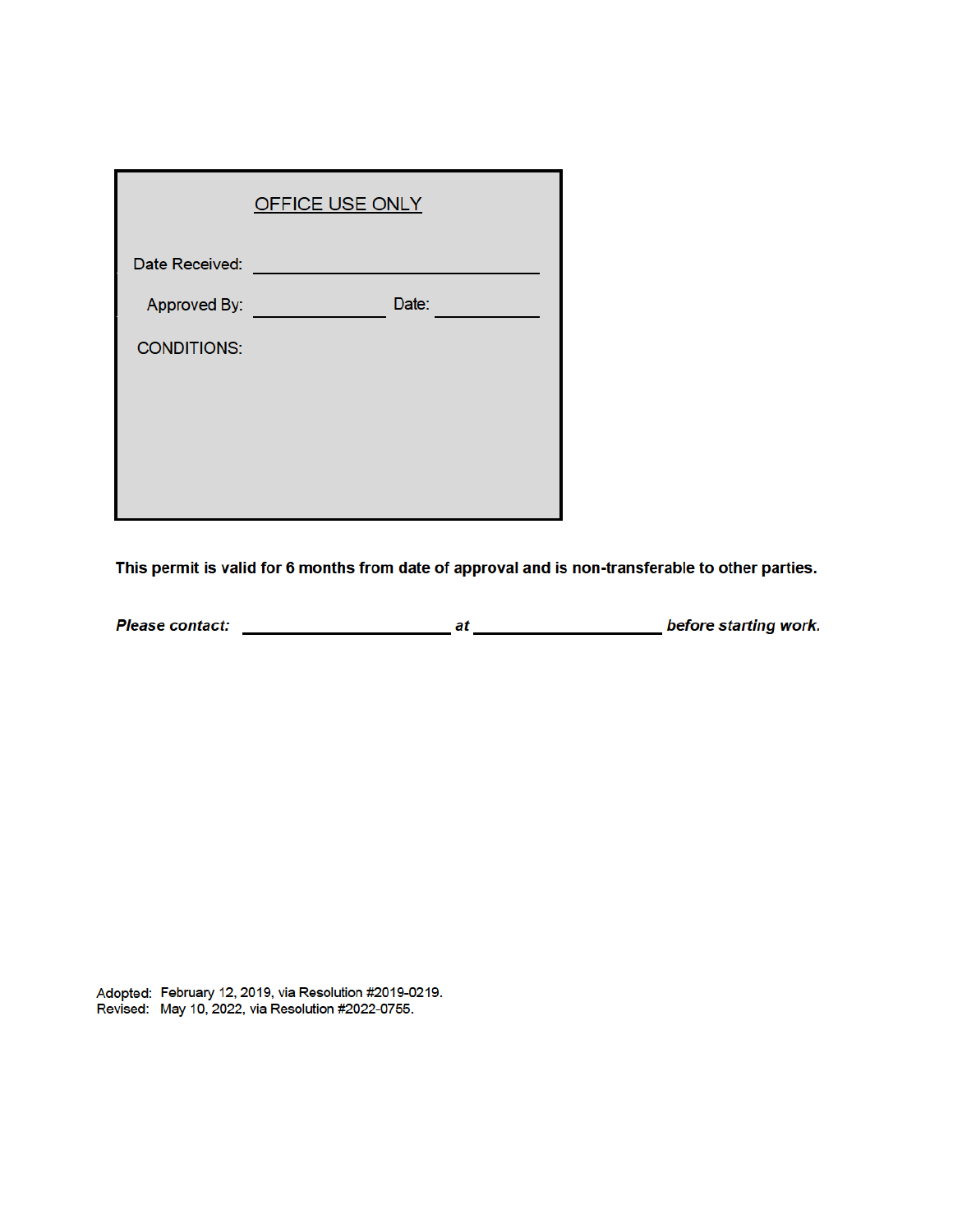<u>OFFICE USE ONLY</u>

Date Received: ______________________________

Approved By: ______________ Date: ___________

CONDITIONS:

**This permit is valid for 6 months from date of approval and is non-transferable to other parties.**

***Please contact:*** ______________________ ***at*** ____________________ ***before starting work.***

Adopted: February 12, 2019, via Resolution #2019-0219.
Revised: May 10, 2022, via Resolution #2022-0755.